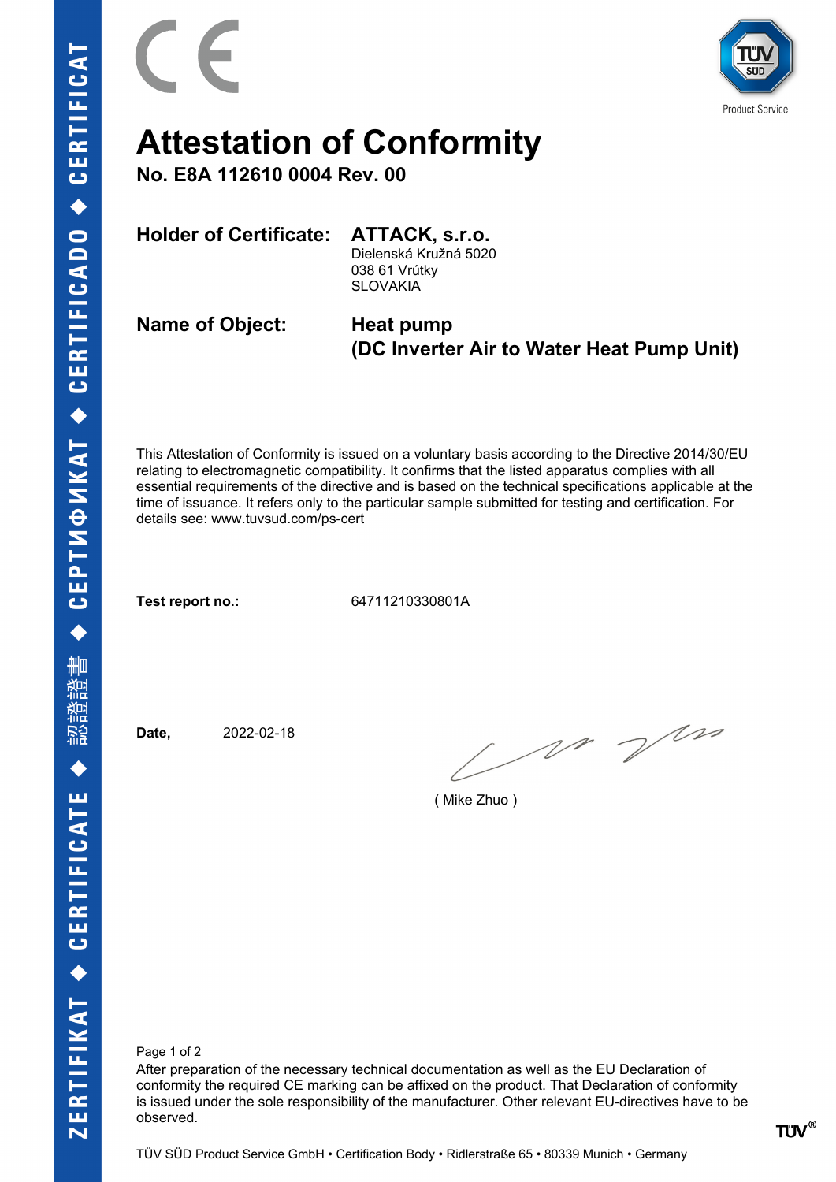# Attestation of Conformity

**No. E8A 112610 0004 Rev. 00**

**Holder of Certificate:** **ATTACK, s.r.o.**
Dielenská Kružná 5020
038 61 Vrútky
SLOVAKIA

**Name of Object:** **Heat pump**
**(DC Inverter Air to Water Heat Pump Unit)**

This Attestation of Conformity is issued on a voluntary basis according to the Directive 2014/30/EU relating to electromagnetic compatibility. It confirms that the listed apparatus complies with all essential requirements of the directive and is based on the technical specifications applicable at the time of issuance. It refers only to the particular sample submitted for testing and certification. For details see: www.tuvsud.com/ps-cert

**Test report no.:** 64711210330801A

**Date,** 2022-02-18

( Mike Zhuo )

After preparation of the necessary technical documentation as well as the EU Declaration of conformity the required CE marking can be affixed on the product. That Declaration of conformity is issued under the sole responsibility of the manufacturer. Other relevant EU-directives have to be observed.

TÜV SÜD Product Service GmbH • Certification Body • Ridlerstraße 65 • 80339 Munich • Germany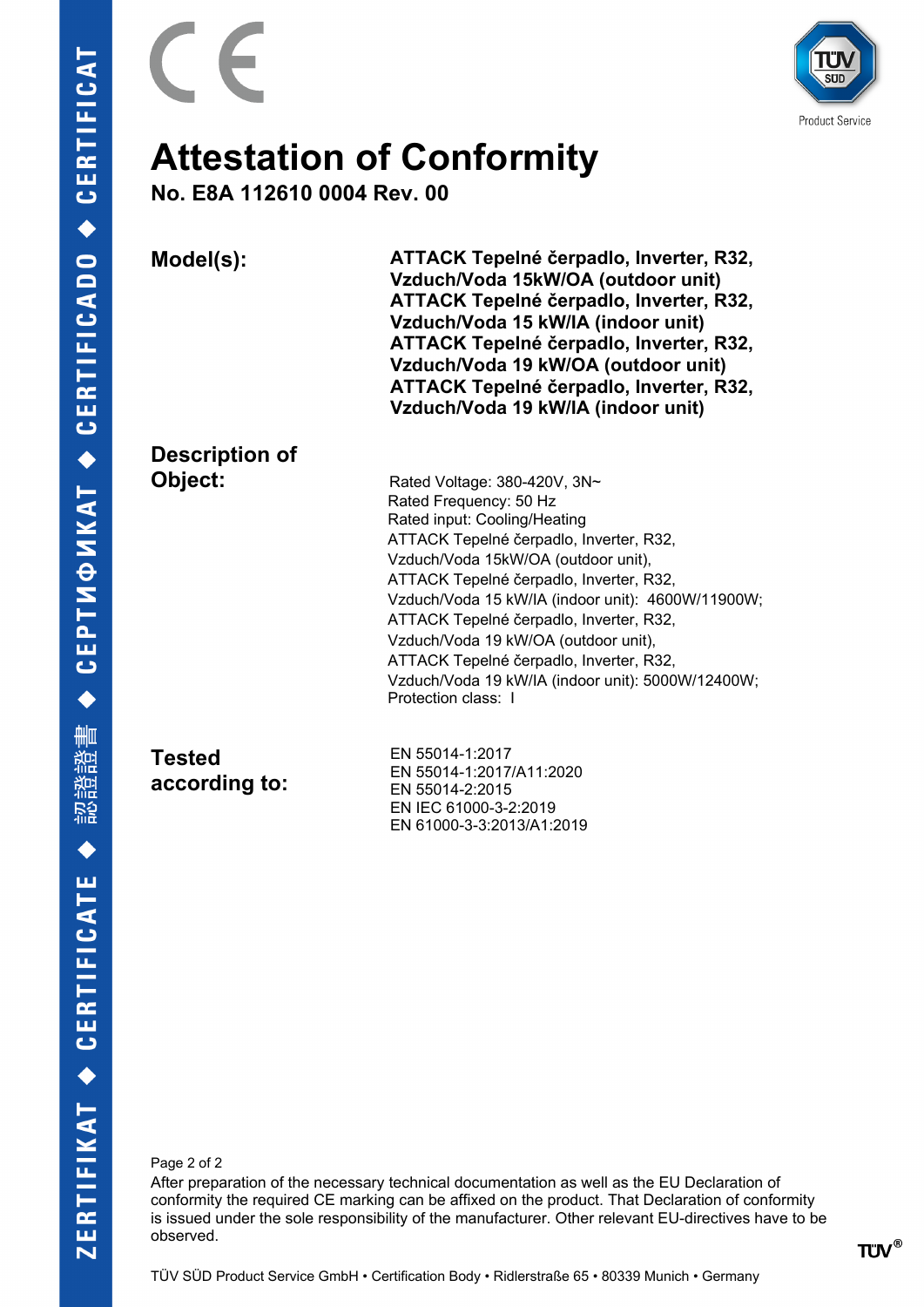# Attestation of Conformity

## No. E8A 112610 0004 Rev. 00

**Model(s):**

**ATTACK Tepelné čerpadlo, Inverter, R32, Vzduch/Voda 15kW/OA (outdoor unit)**
**ATTACK Tepelné čerpadlo, Inverter, R32, Vzduch/Voda 15 kW/IA (indoor unit)**
**ATTACK Tepelné čerpadlo, Inverter, R32, Vzduch/Voda 19 kW/OA (outdoor unit)**
**ATTACK Tepelné čerpadlo, Inverter, R32, Vzduch/Voda 19 kW/IA (indoor unit)**

**Description of Object:**

Rated Voltage: 380-420V, 3N~
Rated Frequency: 50 Hz
Rated input: Cooling/Heating
ATTACK Tepelné čerpadlo, Inverter, R32,
Vzduch/Voda 15kW/OA (outdoor unit),
ATTACK Tepelné čerpadlo, Inverter, R32,
Vzduch/Voda 15 kW/IA (indoor unit): 4600W/11900W;
ATTACK Tepelné čerpadlo, Inverter, R32,
Vzduch/Voda 19 kW/OA (outdoor unit),
ATTACK Tepelné čerpadlo, Inverter, R32,
Vzduch/Voda 19 kW/IA (indoor unit): 5000W/12400W;
Protection class: I

**Tested according to:**

EN 55014-1:2017
EN 55014-1:2017/A11:2020
EN 55014-2:2015
EN IEC 61000-3-2:2019
EN 61000-3-3:2013/A1:2019

After preparation of the necessary technical documentation as well as the EU Declaration of conformity the required CE marking can be affixed on the product. That Declaration of conformity is issued under the sole responsibility of the manufacturer. Other relevant EU-directives have to be observed.

TÜV SÜD Product Service GmbH • Certification Body • Ridlerstraße 65 • 80339 Munich • Germany